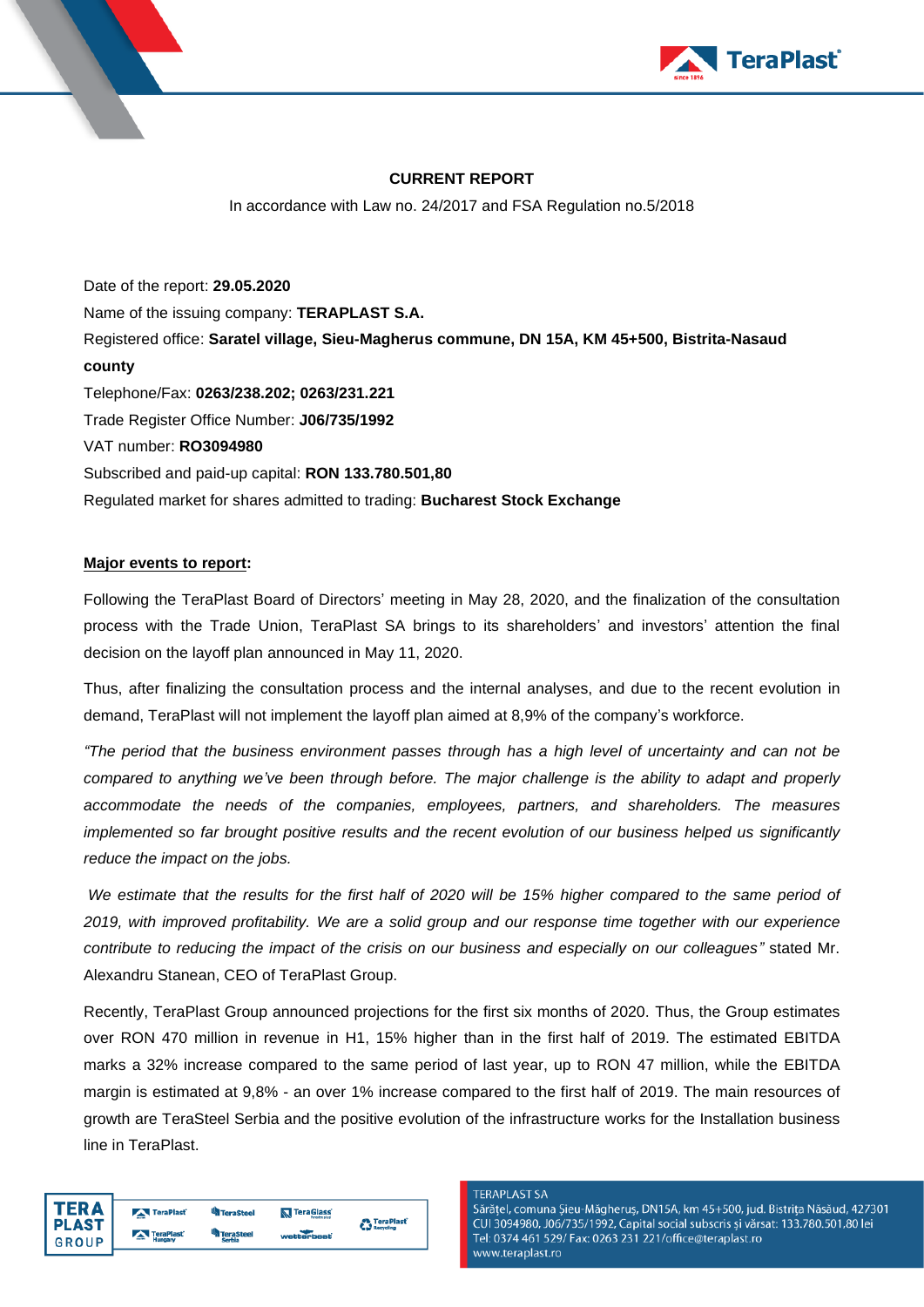**CURRENT REPORT**

In accordance with Law no. 24/2017 and FSA Regulation no.5/2018

Date of the report: **29.05.2020**

Name of the issuing company: **TERAPLAST S.A.**

Registered office: **Saratel village, Sieu-Magherus commune, DN 15A, KM 45+500, Bistrita-Nasaud county**

Telephone/Fax: **0263/238.202; 0263/231.221**

Trade Register Office Number: **J06/735/1992**

VAT number: **RO3094980**

Subscribed and paid-up capital: **RON 133.780.501,80**

Regulated market for shares admitted to trading: **Bucharest Stock Exchange**

**Major events to report:**

Following the TeraPlast Board of Directors' meeting in May 28, 2020, and the finalization of the consultation process with the Trade Union, TeraPlast SA brings to its shareholders' and investors' attention the final decision on the layoff plan announced in May 11, 2020.

Thus, after finalizing the consultation process and the internal analyses, and due to the recent evolution in demand, TeraPlast will not implement the layoff plan aimed at 8,9% of the company's workforce.

*"The period that the business environment passes through has a high level of uncertainty and can not be compared to anything we've been through before. The major challenge is the ability to adapt and properly accommodate the needs of the companies, employees, partners, and shareholders. The measures implemented so far brought positive results and the recent evolution of our business helped us significantly reduce the impact on the jobs.*

*We estimate that the results for the first half of 2020 will be 15% higher compared to the same period of 2019, with improved profitability. We are a solid group and our response time together with our experience contribute to reducing the impact of the crisis on our business and especially on our colleagues"* stated Mr. Alexandru Stanean, CEO of TeraPlast Group.

Recently, TeraPlast Group announced projections for the first six months of 2020. Thus, the Group estimates over RON 470 million in revenue in H1, 15% higher than in the first half of 2019. The estimated EBITDA marks a 32% increase compared to the same period of last year, up to RON 47 million, while the EBITDA margin is estimated at 9,8% - an over 1% increase compared to the first half of 2019. The main resources of growth are TeraSteel Serbia and the positive evolution of the infrastructure works for the Installation business line in TeraPlast.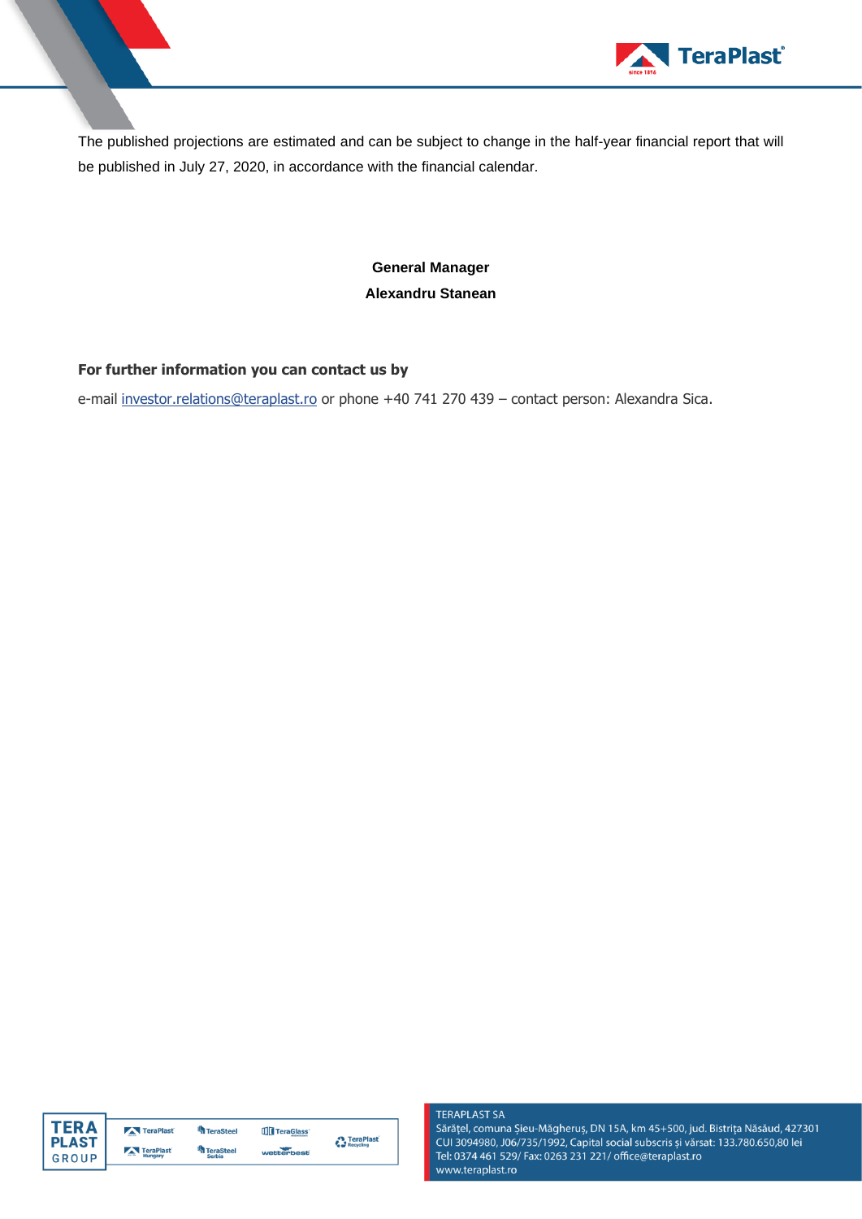The published projections are estimated and can be subject to change in the half-year financial report that will be published in July 27, 2020, in accordance with the financial calendar.

**General Manager**

**Alexandru Stanean**

**For further information you can contact us by**

e-mail investor.relations@teraplast.ro or phone +40 741 270 439 – contact person: Alexandra Sica.